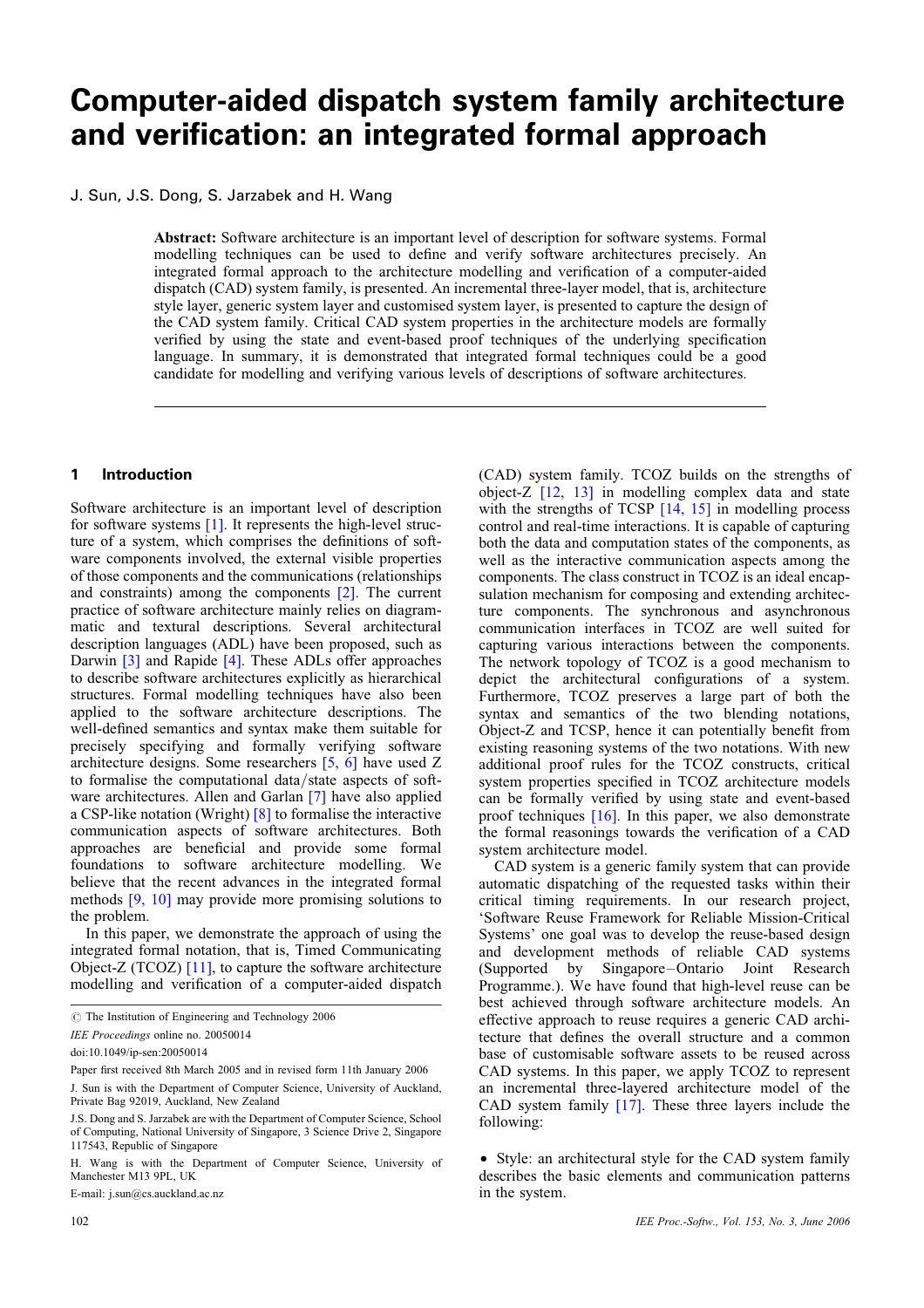# Computer-aided dispatch system family architecture and verification: an integrated formal approach

J. Sun, J.S. Dong, S. Jarzabek and H. Wang

**Abstract:** Software architecture is an important level of description for software systems. Formal modelling techniques can be used to define and verify software architectures precisely. An integrated formal approach to the architecture modelling and verification of a computer-aided dispatch (CAD) system family, is presented. An incremental three-layer model, that is, architecture style layer, generic system layer and customised system layer, is presented to capture the design of the CAD system family. Critical CAD system properties in the architecture models are formally verified by using the state and event-based proof techniques of the underlying specification language. In summary, it is demonstrated that integrated formal techniques could be a good candidate for modelling and verifying various levels of descriptions of software architectures.

## 1 Introduction

Software architecture is an important level of description for software systems [1]. It represents the high-level structure of a system, which comprises the definitions of software components involved, the external visible properties of those components and the communications (relationships and constraints) among the components [2]. The current practice of software architecture mainly relies on diagrammatic and textual descriptions. Several architectural description languages (ADL) have been proposed, such as Darwin [3] and Rapide [4]. These ADLs offer approaches to describe software architectures explicitly as hierarchical structures. Formal modelling techniques have also been applied to the software architecture descriptions. The well-defined semantics and syntax make them suitable for precisely specifying and formally verifying software architecture designs. Some researchers [5, 6] have used Z to formalise the computational data/state aspects of software architectures. Allen and Garlan [7] have also applied a CSP-like notation (Wright) [8] to formalise the interactive communication aspects of software architectures. Both approaches are beneficial and provide some formal foundations to software architecture modelling. We believe that the recent advances in the integrated formal methods [9, 10] may provide more promising solutions to the problem.

In this paper, we demonstrate the approach of using the integrated formal notation, that is, Timed Communicating Object-Z (TCOZ) [11], to capture the software architecture modelling and verification of a computer-aided dispatch (CAD) system family. TCOZ builds on the strengths of object-Z [12, 13] in modelling complex data and state with the strengths of TCSP [14, 15] in modelling process control and real-time interactions. It is capable of capturing both the data and computation states of the components, as well as the interactive communication aspects among the components. The class construct in TCOZ is an ideal encapsulation mechanism for composing and extending architecture components. The synchronous and asynchronous communication interfaces in TCOZ are well suited for capturing various interactions between the components. The network topology of TCOZ is a good mechanism to depict the architectural configurations of a system. Furthermore, TCOZ preserves a large part of both the syntax and semantics of the two blending notations, Object-Z and TCSP, hence it can potentially benefit from existing reasoning systems of the two notations. With new additional proof rules for the TCOZ constructs, critical system properties specified in TCOZ architecture models can be formally verified by using state and event-based proof techniques [16]. In this paper, we also demonstrate the formal reasonings towards the verification of a CAD system architecture model.

CAD system is a generic family system that can provide automatic dispatching of the requested tasks within their critical timing requirements. In our research project, 'Software Reuse Framework for Reliable Mission-Critical Systems' one goal was to develop the reuse-based design and development methods of reliable CAD systems (Supported by Singapore–Ontario Joint Research Programme.). We have found that high-level reuse can be best achieved through software architecture models. An effective approach to reuse requires a generic CAD architecture that defines the overall structure and a common base of customisable software assets to be reused across CAD systems. In this paper, we apply TCOZ to represent an incremental three-layered architecture model of the CAD system family [17]. These three layers include the following:

- Style: an architectural style for the CAD system family describes the basic elements and communication patterns in the system.

© The Institution of Engineering and Technology 2006

*IEE Proceedings* online no. 20050014

doi:10.1049/ip-sen:20050014

Paper first received 8th March 2005 and in revised form 11th January 2006

J. Sun is with the Department of Computer Science, University of Auckland, Private Bag 92019, Auckland, New Zealand

J.S. Dong and S. Jarzabek are with the Department of Computer Science, School of Computing, National University of Singapore, 3 Science Drive 2, Singapore 117543, Republic of Singapore

H. Wang is with the Department of Computer Science, University of Manchester M13 9PL, UK

E-mail: j.sun@cs.auckland.ac.nz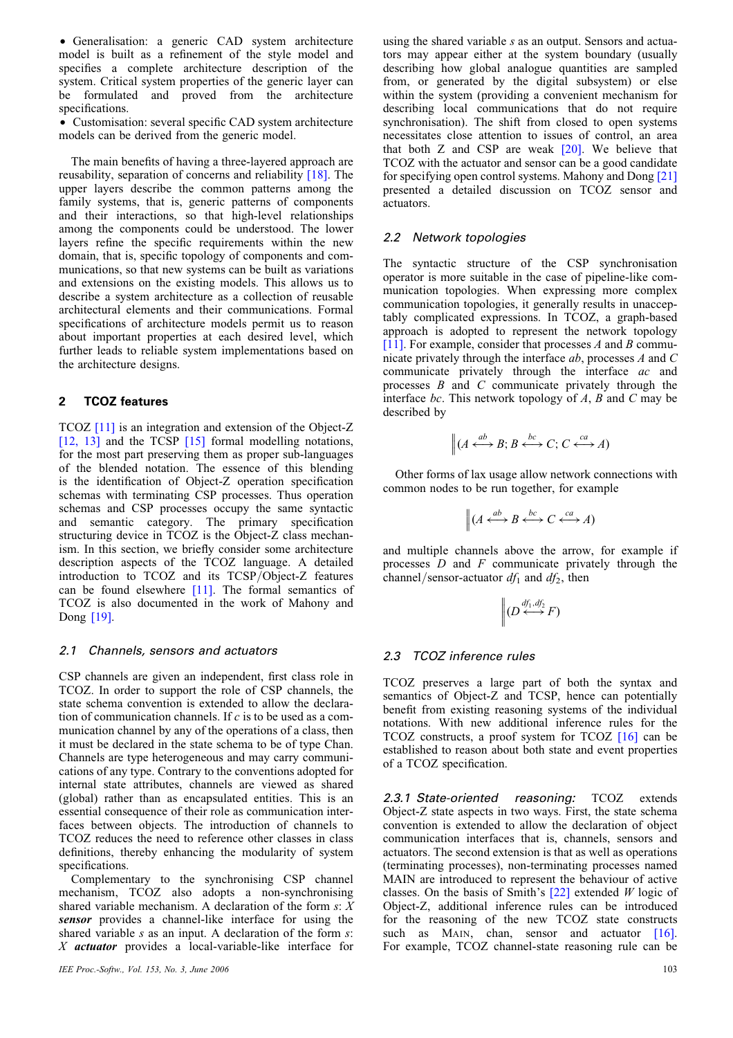- Generalisation: a generic CAD system architecture model is built as a refinement of the style model and specifies a complete architecture description of the system. Critical system properties of the generic layer can be formulated and proved from the architecture specifications.
- Customisation: several specific CAD system architecture models can be derived from the generic model.

The main benefits of having a three-layered approach are reusability, separation of concerns and reliability [18]. The upper layers describe the common patterns among the family systems, that is, generic patterns of components and their interactions, so that high-level relationships among the components could be understood. The lower layers refine the specific requirements within the new domain, that is, specific topology of components and communications, so that new systems can be built as variations and extensions on the existing models. This allows us to describe a system architecture as a collection of reusable architectural elements and their communications. Formal specifications of architecture models permit us to reason about important properties at each desired level, which further leads to reliable system implementations based on the architecture designs.

## 2 TCOZ features

TCOZ [11] is an integration and extension of the Object-Z [12, 13] and the TCSP [15] formal modelling notations, for the most part preserving them as proper sub-languages of the blended notation. The essence of this blending is the identification of Object-Z operation specification schemas with terminating CSP processes. Thus operation schemas and CSP processes occupy the same syntactic and semantic category. The primary specification structuring device in TCOZ is the Object-Z class mechanism. In this section, we briefly consider some architecture description aspects of the TCOZ language. A detailed introduction to TCOZ and its TCSP/Object-Z features can be found elsewhere [11]. The formal semantics of TCOZ is also documented in the work of Mahony and Dong [19].

### 2.1 Channels, sensors and actuators

CSP channels are given an independent, first class role in TCOZ. In order to support the role of CSP channels, the state schema convention is extended to allow the declaration of communication channels. If $c$ is to be used as a communication channel by any of the operations of a class, then it must be declared in the state schema to be of type Chan. Channels are type heterogeneous and may carry communications of any type. Contrary to the conventions adopted for internal state attributes, channels are viewed as shared (global) rather than as encapsulated entities. This is an essential consequence of their role as communication interfaces between objects. The introduction of channels to TCOZ reduces the need to reference other classes in class definitions, thereby enhancing the modularity of system specifications.

Complementary to the synchronising CSP channel mechanism, TCOZ also adopts a non-synchronising shared variable mechanism. A declaration of the form $s$: $X$ ***sensor*** provides a channel-like interface for using the shared variable $s$ as an input. A declaration of the form $s$: $X$ ***actuator*** provides a local-variable-like interface for using the shared variable $s$ as an output. Sensors and actuators may appear either at the system boundary (usually describing how global analogue quantities are sampled from, or generated by the digital subsystem) or else within the system (providing a convenient mechanism for describing local communications that do not require synchronisation). The shift from closed to open systems necessitates close attention to issues of control, an area that both Z and CSP are weak [20]. We believe that TCOZ with the actuator and sensor can be a good candidate for specifying open control systems. Mahony and Dong [21] presented a detailed discussion on TCOZ sensor and actuators.

### 2.2 Network topologies

The syntactic structure of the CSP synchronisation operator is more suitable in the case of pipeline-like communication topologies. When expressing more complex communication topologies, it generally results in unacceptably complicated expressions. In TCOZ, a graph-based approach is adopted to represent the network topology [11]. For example, consider that processes $A$ and $B$ communicate privately through the interface $ab$, processes $A$ and $C$ communicate privately through the interface $ac$ and processes $B$ and $C$ communicate privately through the interface $bc$. This network topology of $A$, $B$ and $C$ may be described by

$$\|(A \stackrel{ab}{\longleftrightarrow} B; B \stackrel{bc}{\longleftrightarrow} C; C \stackrel{ca}{\longleftrightarrow} A)$$

Other forms of lax usage allow network connections with common nodes to be run together, for example

$$\|(A \stackrel{ab}{\longleftrightarrow} B \stackrel{bc}{\longleftrightarrow} C \stackrel{ca}{\longleftrightarrow} A)$$

and multiple channels above the arrow, for example if processes $D$ and $F$ communicate privately through the channel/sensor-actuator $df_1$ and $df_2$, then

$$\|(D \stackrel{df_1, df_2}{\longleftrightarrow} F)$$

### 2.3 TCOZ inference rules

TCOZ preserves a large part of both the syntax and semantics of Object-Z and TCSP, hence can potentially benefit from existing reasoning systems of the individual notations. With new additional inference rules for the TCOZ constructs, a proof system for TCOZ [16] can be established to reason about both state and event properties of a TCOZ specification.

*2.3.1 State-oriented reasoning:* TCOZ extends Object-Z state aspects in two ways. First, the state schema convention is extended to allow the declaration of object communication interfaces that is, channels, sensors and actuators. The second extension is that as well as operations (terminating processes), non-terminating processes named MAIN are introduced to represent the behaviour of active classes. On the basis of Smith's [22] extended $W$ logic of Object-Z, additional inference rules can be introduced for the reasoning of the new TCOZ state constructs such as MAIN, chan, sensor and actuator [16]. For example, TCOZ channel-state reasoning rule can be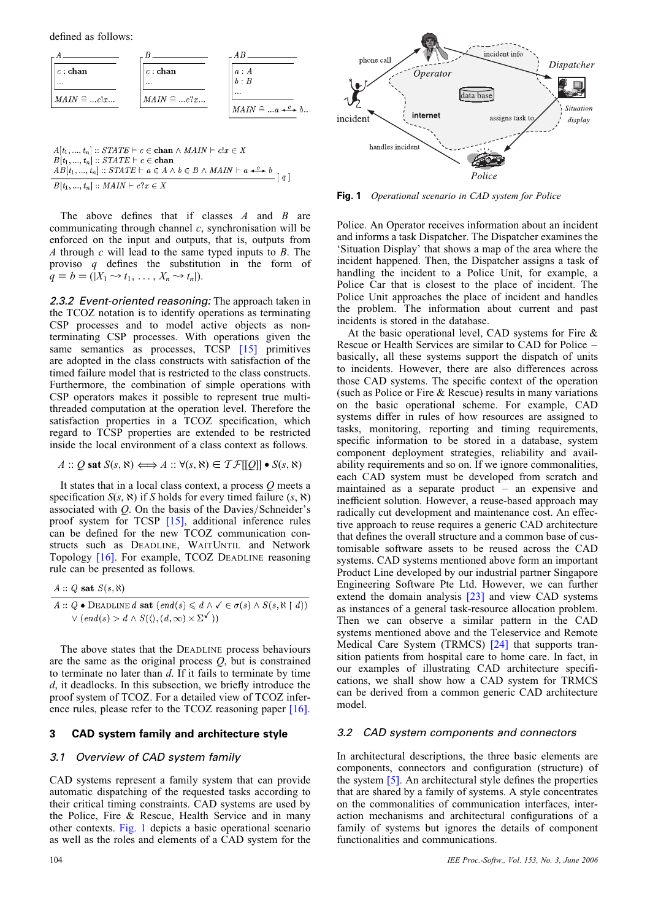defined as follows:

$$
\begin{array}{ccc}
\boxed{\begin{array}{l} A \\ \hline c : \textbf{chan} \\ \ldots \\ \hline MAIN \mathrel{\widehat{=}} \ldots c!x \ldots \end{array}} &
\boxed{\begin{array}{l} B \\ \hline c : \textbf{chan} \\ \ldots \\ \hline MAIN \mathrel{\widehat{=}} \ldots c?x \ldots \end{array}} &
\boxed{\begin{array}{l} AB \\ \hline a : A \\ b : B \\ \ldots \\ \hline MAIN \mathrel{\widehat{=}} \ldots a \overset{c}{\longleftrightarrow} b \ldots \end{array}}
\end{array}
$$

$$
\frac{\begin{array}{l} A[t_1, \ldots, t_n] :: STATE \vdash c \in \textbf{chan} \wedge MAIN \vdash c!x \in X \\ B[t_1, \ldots, t_n] :: STATE \vdash c \in \textbf{chan} \\ AB[t_1, \ldots, t_n] :: STATE \vdash a \in A \wedge b \in B \wedge MAIN \vdash a \overset{c}{\longleftrightarrow} b \end{array}}{B[t_1, \ldots, t_n] :: MAIN \vdash c?x \in X} \; [\, q \,]
$$

The above defines that if classes $A$ and $B$ are communicating through channel $c$, synchronisation will be enforced on the input and outputs, that is, outputs from $A$ through $c$ will lead to the same typed inputs to $B$. The proviso $q$ defines the substitution in the form of $q \equiv b = (|X_1 \leadsto t_1, \ldots, X_n \leadsto t_n|)$.

*2.3.2 Event-oriented reasoning:* The approach taken in the TCOZ notation is to identify operations as terminating CSP processes and to model active objects as non-terminating CSP processes. With operations given the same semantics as processes, TCSP [15] primitives are adopted in the class constructs with satisfaction of the timed failure model that is restricted to the class constructs. Furthermore, the combination of simple operations with CSP operators makes it possible to represent true multi-threaded computation at the operation level. Therefore the satisfaction properties in a TCOZ specification, which regard to TCSP properties are extended to be restricted inside the local environment of a class context as follows.

$$A :: Q \ \textbf{sat} \ S(s, \aleph) \iff A :: \forall (s, \aleph) \in \mathcal{TF}[[Q]] \bullet S(s, \aleph)$$

It states that in a local class context, a process $Q$ meets a specification $S(s, \aleph)$ if $S$ holds for every timed failure $(s, \aleph)$ associated with $Q$. On the basis of the Davies/Schneider's proof system for TCSP [15], additional inference rules can be defined for the new TCOZ communication constructs such as DEADLINE, WAITUNTIL and Network Topology [16]. For example, TCOZ DEADLINE reasoning rule can be presented as follows.

$$
\frac{A :: Q \ \textbf{sat} \ S(s, \aleph)}{\begin{array}{l} A :: Q \bullet \text{DEADLINE}\, d \ \textbf{sat} \ (end(s) \leqslant d \wedge \checkmark \in \sigma(s) \wedge S(s, \aleph \upharpoonright d)) \\ \quad \vee (end(s) > d \wedge S(\langle\rangle, (d, \infty) \times \Sigma^{\checkmark})) \end{array}}
$$

The above states that the DEADLINE process behaviours are the same as the original process $Q$, but is constrained to terminate no later than $d$. If it fails to terminate by time $d$, it deadlocks. In this subsection, we briefly introduce the proof system of TCOZ. For a detailed view of TCOZ inference rules, please refer to the TCOZ reasoning paper [16].

## 3 CAD system family and architecture style

### 3.1 Overview of CAD system family

CAD systems represent a family system that can provide automatic dispatching of the requested tasks according to their critical timing constraints. CAD systems are used by the Police, Fire & Rescue, Health Service and in many other contexts. Fig. 1 depicts a basic operational scenario as well as the roles and elements of a CAD system for the Police. An Operator receives information about an incident and informs a task Dispatcher. The Dispatcher examines the 'Situation Display' that shows a map of the area where the incident happened. Then, the Dispatcher assigns a task of handling the incident to a Police Unit, for example, a Police Car that is closest to the place of incident. The Police Unit approaches the place of incident and handles the problem. The information about current and past incidents is stored in the database.

**Fig. 1** *Operational scenario in CAD system for Police*

At the basic operational level, CAD systems for Fire & Rescue or Health Services are similar to CAD for Police – basically, all these systems support the dispatch of units to incidents. However, there are also differences across those CAD systems. The specific context of the operation (such as Police or Fire & Rescue) results in many variations on the basic operational scheme. For example, CAD systems differ in rules of how resources are assigned to tasks, monitoring, reporting and timing requirements, specific information to be stored in a database, system component deployment strategies, reliability and availability requirements and so on. If we ignore commonalities, each CAD system must be developed from scratch and maintained as a separate product – an expensive and inefficient solution. However, a reuse-based approach may radically cut development and maintenance cost. An effective approach to reuse requires a generic CAD architecture that defines the overall structure and a common base of customisable software assets to be reused across the CAD systems. CAD systems mentioned above form an important Product Line developed by our industrial partner Singapore Engineering Software Pte Ltd. However, we can further extend the domain analysis [23] and view CAD systems as instances of a general task-resource allocation problem. Then we can observe a similar pattern in the CAD systems mentioned above and the Teleservice and Remote Medical Care System (TRMCS) [24] that supports transition patients from hospital care to home care. In fact, in our examples of illustrating CAD architecture specifications, we shall show how a CAD system for TRMCS can be derived from a common generic CAD architecture model.

### 3.2 CAD system components and connectors

In architectural descriptions, the three basic elements are components, connectors and configuration (structure) of the system [5]. An architectural style defines the properties that are shared by a family of systems. A style concentrates on the commonalities of communication interfaces, interaction mechanisms and architectural configurations of a family of systems but ignores the details of component functionalities and communications.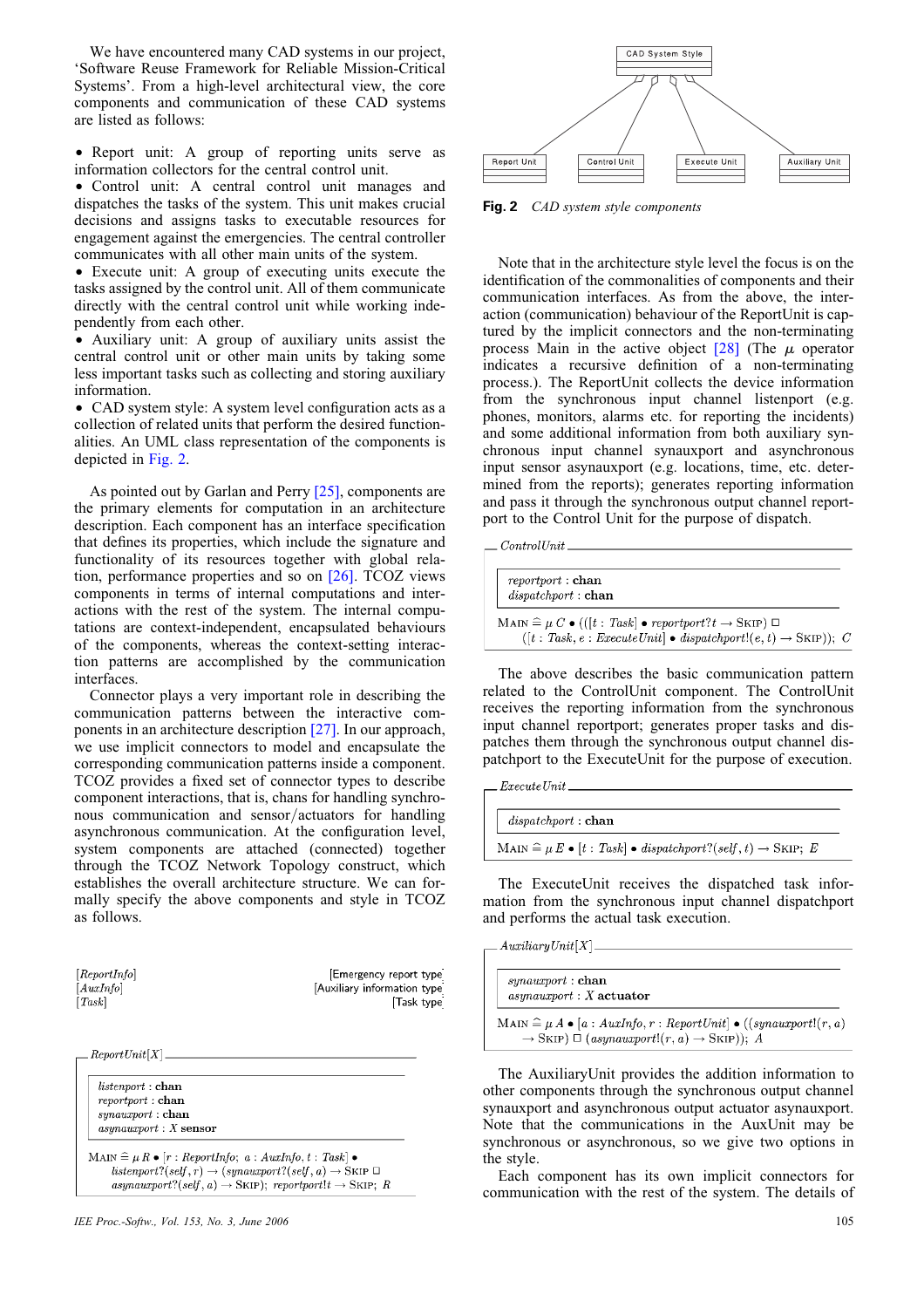We have encountered many CAD systems in our project, 'Software Reuse Framework for Reliable Mission-Critical Systems'. From a high-level architectural view, the core components and communication of these CAD systems are listed as follows:

- Report unit: A group of reporting units serve as information collectors for the central control unit.
- Control unit: A central control unit manages and dispatches the tasks of the system. This unit makes crucial decisions and assigns tasks to executable resources for engagement against the emergencies. The central controller communicates with all other main units of the system.
- Execute unit: A group of executing units execute the tasks assigned by the control unit. All of them communicate directly with the central control unit while working independently from each other.
- Auxiliary unit: A group of auxiliary units assist the central control unit or other main units by taking some less important tasks such as collecting and storing auxiliary information.
- CAD system style: A system level configuration acts as a collection of related units that perform the desired functionalities. An UML class representation of the components is depicted in Fig. 2.

As pointed out by Garlan and Perry [25], components are the primary elements for computation in an architecture description. Each component has an interface specification that defines its properties, which include the signature and functionality of its resources together with global relation, performance properties and so on [26]. TCOZ views components in terms of internal computations and interactions with the rest of the system. The internal computations are context-independent, encapsulated behaviours of the components, whereas the context-setting interaction patterns are accomplished by the communication interfaces.

Connector plays a very important role in describing the communication patterns between the interactive components in an architecture description [27]. In our approach, we use implicit connectors to model and encapsulate the corresponding communication patterns inside a component. TCOZ provides a fixed set of connector types to describe component interactions, that is, chans for handling synchronous communication and sensor/actuators for handling asynchronous communication. At the configuration level, system components are attached (connected) together through the TCOZ Network Topology construct, which establishes the overall architecture structure. We can formally specify the above components and style in TCOZ as follows.

$[ReportInfo]$ [Emergency report type]
$[AuxInfo]$ [Auxiliary information type]
$[Task]$ [Task type]

**$ReportUnit[X]$**

$listenport : \textbf{chan}$
$reportport : \textbf{chan}$
$synauxport : \textbf{chan}$
$asynauxport : X\ \textbf{sensor}$

$$\text{MAIN} \mathrel{\widehat=} \mu\, R \bullet [r : ReportInfo;\ a : AuxInfo,\ t : Task] \bullet$$
$$listenport?(self, r) \rightarrow (synauxport?(self, a) \rightarrow \text{SKIP}\ \Box$$
$$asynauxport?(self, a) \rightarrow \text{SKIP});\ reportport!t \rightarrow \text{SKIP};\ R$$

CAD System Style — Report Unit, Control Unit, Execute Unit, Auxiliary Unit

**Fig. 2** *CAD system style components*

Note that in the architecture style level the focus is on the identification of the commonalities of components and their communication interfaces. As from the above, the interaction (communication) behaviour of the ReportUnit is captured by the implicit connectors and the non-terminating process Main in the active object [28] (The $\mu$ operator indicates a recursive definition of a non-terminating process.). The ReportUnit collects the device information from the synchronous input channel listenport (e.g. phones, monitors, alarms etc. for reporting the incidents) and some additional information from both auxiliary synchronous input channel synauxport and asynchronous input sensor asynauxport (e.g. locations, time, etc. determined from the reports); generates reporting information and pass it through the synchronous output channel reportport to the Control Unit for the purpose of dispatch.

**$ControlUnit$**

$reportport : \textbf{chan}$
$dispatchport : \textbf{chan}$

$$\text{MAIN} \mathrel{\widehat=} \mu\, C \bullet (([t : Task] \bullet reportport?t \rightarrow \text{SKIP})\ \Box$$
$$([t : Task, e : ExecuteUnit] \bullet dispatchport!(e, t) \rightarrow \text{SKIP}));\ C$$

The above describes the basic communication pattern related to the ControlUnit component. The ControlUnit receives the reporting information from the synchronous input channel reportport; generates proper tasks and dispatches them through the synchronous output channel dispatchport to the ExecuteUnit for the purpose of execution.

**$ExecuteUnit$**

$dispatchport : \textbf{chan}$

$$\text{MAIN} \mathrel{\widehat=} \mu\, E \bullet [t : Task] \bullet dispatchport?(self, t) \rightarrow \text{SKIP};\ E$$

The ExecuteUnit receives the dispatched task information from the synchronous input channel dispatchport and performs the actual task execution.

**$AuxiliaryUnit[X]$**

$synauxport : \textbf{chan}$
$asynauxport : X\ \textbf{actuator}$

$$\text{MAIN} \mathrel{\widehat=} \mu\, A \bullet [a : AuxInfo, r : ReportUnit] \bullet ((synauxport!(r, a)$$
$$\rightarrow \text{SKIP})\ \Box\ (asynauxport!(r, a) \rightarrow \text{SKIP}));\ A$$

The AuxiliaryUnit provides the addition information to other components through the synchronous output channel synauxport and asynchronous output actuator asynauxport. Note that the communications in the AuxUnit may be synchronous or asynchronous, so we give two options in the style.

Each component has its own implicit connectors for communication with the rest of the system. The details of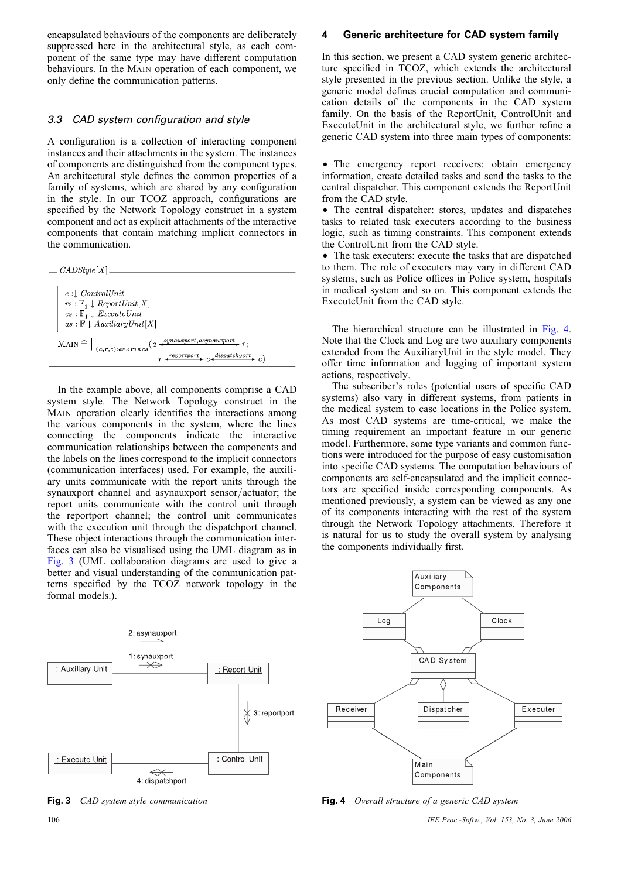encapsulated behaviours of the components are deliberately suppressed here in the architectural style, as each component of the same type may have different computation behaviours. In the MAIN operation of each component, we only define the communication patterns.

### 3.3 CAD system configuration and style

A configuration is a collection of interacting component instances and their attachments in the system. The instances of components are distinguished from the component types. An architectural style defines the common properties of a family of systems, which are shared by any configuration in the style. In our TCOZ approach, configurations are specified by the Network Topology construct in a system component and act as explicit attachments of the interactive components that contain matching implicit connectors in the communication.

$CADStyle[X]$

$c : \downarrow ControlUnit$
$rs : \mathbb{F}_1 \downarrow ReportUnit[X]$
$es : \mathbb{F}_1 \downarrow ExecuteUnit$
$as : \mathbb{F} \downarrow AuxiliaryUnit[X]$

$$\text{MAIN} \mathrel{\widehat{=}} \big\|_{(a,r,e):as \times rs \times es} (a \xleftrightarrow{synauxport, asynauxport} r; \; r \xleftrightarrow{reportport} c \xleftrightarrow{dispatchport} e)$$

In the example above, all components comprise a CAD system style. The Network Topology construct in the MAIN operation clearly identifies the interactions among the various components in the system, where the lines connecting the components indicate the interactive communication relationships between the components and the labels on the lines correspond to the implicit connectors (communication interfaces) used. For example, the auxiliary units communicate with the report units through the synauxport channel and asynauxport sensor/actuator; the report units communicate with the control unit through the reportport channel; the control unit communicates with the execution unit through the dispatchport channel. These object interactions through the communication interfaces can also be visualised using the UML diagram as in Fig. 3 (UML collaboration diagrams are used to give a better and visual understanding of the communication patterns specified by the TCOZ network topology in the formal models.).

**Fig. 3** *CAD system style communication*

## 4 Generic architecture for CAD system family

In this section, we present a CAD system generic architecture specified in TCOZ, which extends the architectural style presented in the previous section. Unlike the style, a generic model defines crucial computation and communication details of the components in the CAD system family. On the basis of the ReportUnit, ControlUnit and ExecuteUnit in the architectural style, we further refine a generic CAD system into three main types of components:

- The emergency report receivers: obtain emergency information, create detailed tasks and send the tasks to the central dispatcher. This component extends the ReportUnit from the CAD style.
- The central dispatcher: stores, updates and dispatches tasks to related task executers according to the business logic, such as timing constraints. This component extends the ControlUnit from the CAD style.
- The task executers: execute the tasks that are dispatched to them. The role of executers may vary in different CAD systems, such as Police offices in Police system, hospitals in medical system and so on. This component extends the ExecuteUnit from the CAD style.

The hierarchical structure can be illustrated in Fig. 4. Note that the Clock and Log are two auxiliary components extended from the AuxiliaryUnit in the style model. They offer time information and logging of important system actions, respectively.

The subscriber's roles (potential users of specific CAD systems) also vary in different systems, from patients in the medical system to case locations in the Police system. As most CAD systems are time-critical, we make the timing requirement an important feature in our generic model. Furthermore, some type variants and common functions were introduced for the purpose of easy customisation into specific CAD systems. The computation behaviours of components are self-encapsulated and the implicit connectors are specified inside corresponding components. As mentioned previously, a system can be viewed as any one of its components interacting with the rest of the system through the Network Topology attachments. Therefore it is natural for us to study the overall system by analysing the components individually first.

**Fig. 4** *Overall structure of a generic CAD system*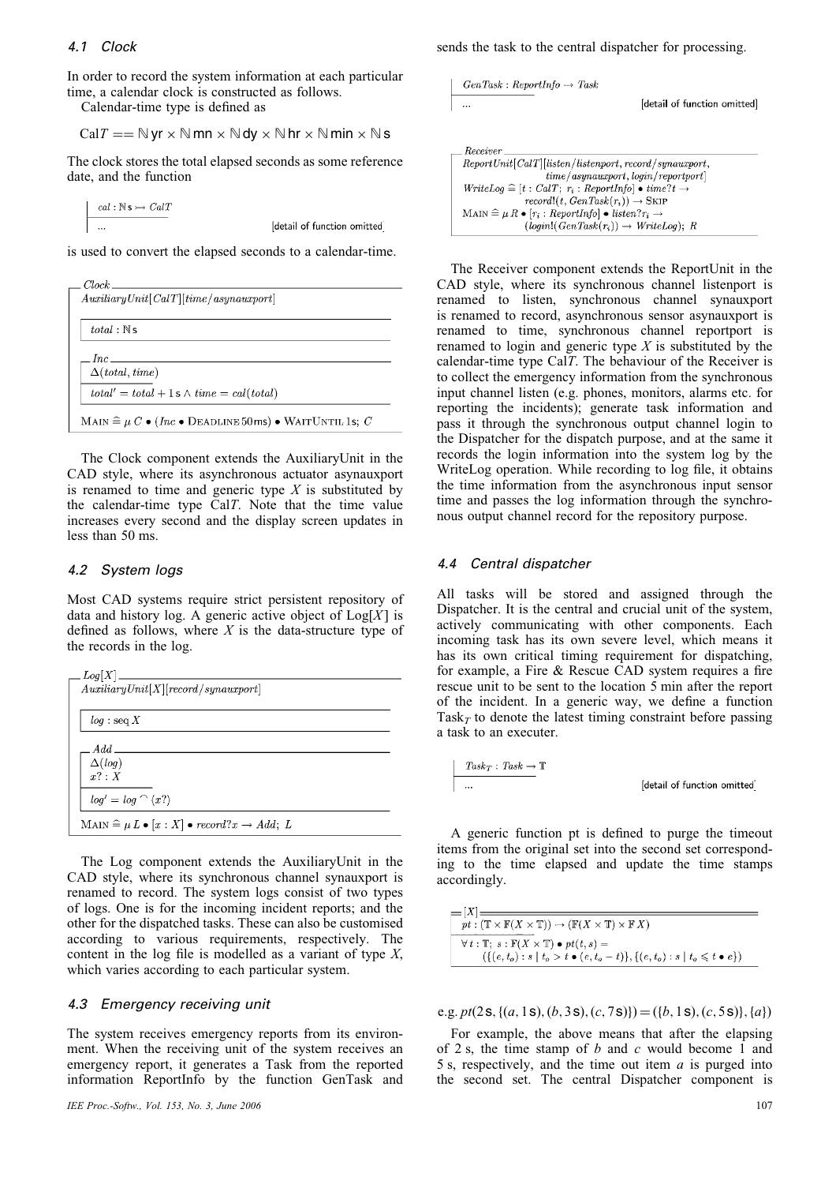### 4.1 Clock

In order to record the system information at each particular time, a calendar clock is constructed as follows.

Calendar-time type is defined as

$$CalT == \mathbb{N}\,\mathsf{yr} \times \mathbb{N}\,\mathsf{mn} \times \mathbb{N}\,\mathsf{dy} \times \mathbb{N}\,\mathsf{hr} \times \mathbb{N}\,\mathsf{min} \times \mathbb{N}\,\mathsf{s}$$

The clock stores the total elapsed seconds as some reference date, and the function

```
| cal : ℕ s ↣ CalT
|-----------------
| ...                                   [detail of function omitted]
```

is used to convert the elapsed seconds to a calendar-time.

```
Clock
AuxiliaryUnit[CalT][time/asynauxport]

  total : ℕ s

  Inc
  Δ(total, time)
  ------------------------------------
  total' = total + 1 s ∧ time = cal(total)

MAIN ≙ μ C • (Inc • DEADLINE 50ms) • WAITUNTIL 1s; C
```

The Clock component extends the AuxiliaryUnit in the CAD style, where its asynchronous actuator asynauxport is renamed to time and generic type $X$ is substituted by the calendar-time type Cal$T$. Note that the time value increases every second and the display screen updates in less than 50 ms.

### 4.2 System logs

Most CAD systems require strict persistent repository of data and history log. A generic active object of Log[$X$] is defined as follows, where $X$ is the data-structure type of the records in the log.

```
Log[X]
AuxiliaryUnit[X][record/synauxport]

  log : seq X

  Add
  Δ(log)
  x? : X
  ------------------------------------
  log' = log ⁀ ⟨x?⟩

MAIN ≙ μ L • [x : X] • record?x → Add; L
```

The Log component extends the AuxiliaryUnit in the CAD style, where its synchronous channel synauxport is renamed to record. The system logs consist of two types of logs. One is for the incoming incident reports; and the other for the dispatched tasks. These can also be customised according to various requirements, respectively. The content in the log file is modelled as a variant of type $X$, which varies according to each particular system.

### 4.3 Emergency receiving unit

The system receives emergency reports from its environment. When the receiving unit of the system receives an emergency report, it generates a Task from the reported information ReportInfo by the function GenTask and sends the task to the central dispatcher for processing.

```
| GenTask : ReportInfo → Task
|-----------------
| ...                                   [detail of function omitted]
```

```
Receiver
ReportUnit[CalT][listen/listenport, record/synauxport,
                 time/asynauxport, login/reportport]
WriteLog ≙ [t : CalT; r_i : ReportInfo] • time?t →
                 record!(t, GenTask(r_i)) → SKIP
MAIN ≙ μ R • [r_i : ReportInfo] • listen?r_i →
                 (login!(GenTask(r_i)) → WriteLog); R
```

The Receiver component extends the ReportUnit in the CAD style, where its synchronous channel listenport is renamed to listen, synchronous channel synauxport is renamed to record, asynchronous sensor asynauxport is renamed to time, synchronous channel reportport is renamed to login and generic type $X$ is substituted by the calendar-time type Cal$T$. The behaviour of the Receiver is to collect the emergency information from the synchronous input channel listen (e.g. phones, monitors, alarms etc. for reporting the incidents); generate task information and pass it through the synchronous output channel login to the Dispatcher for the dispatch purpose, and at the same it records the login information into the system log by the WriteLog operation. While recording to log file, it obtains the time information from the asynchronous input sensor time and passes the log information through the synchronous output channel record for the repository purpose.

### 4.4 Central dispatcher

All tasks will be stored and assigned through the Dispatcher. It is the central and crucial unit of the system, actively communicating with other components. Each incoming task has its own severe level, which means it has its own critical timing requirement for dispatching, for example, a Fire & Rescue CAD system requires a fire rescue unit to be sent to the location 5 min after the report of the incident. In a generic way, we define a function $Task_T$ to denote the latest timing constraint before passing a task to an executer.

```
| Task_T : Task → 𝕋
|-----------------
| ...                                   [detail of function omitted]
```

A generic function pt is defined to purge the timeout items from the original set into the second set corresponding to the time elapsed and update the time stamps accordingly.

```
[X]
  pt : (𝕋 × 𝔽(X × 𝕋)) → (𝔽(X × 𝕋) × 𝔽 X)
  ------------------------------------
  ∀ t : 𝕋; s : 𝔽(X × 𝕋) • pt(t, s) =
      ({(e, t_o) : s | t_o > t • (e, t_o − t)}, {(e, t_o) : s | t_o ≤ t • e})
```

e.g. $pt(2\,\mathsf{s}, \{(a, 1\,\mathsf{s}), (b, 3\,\mathsf{s}), (c, 7\,\mathsf{s})\}) = (\{b, 1\,\mathsf{s}), (c, 5\,\mathsf{s})\}, \{a\})$

For example, the above means that after the elapsing of 2 s, the time stamp of $b$ and $c$ would become 1 and 5 s, respectively, and the time out item $a$ is purged into the second set. The central Dispatcher component is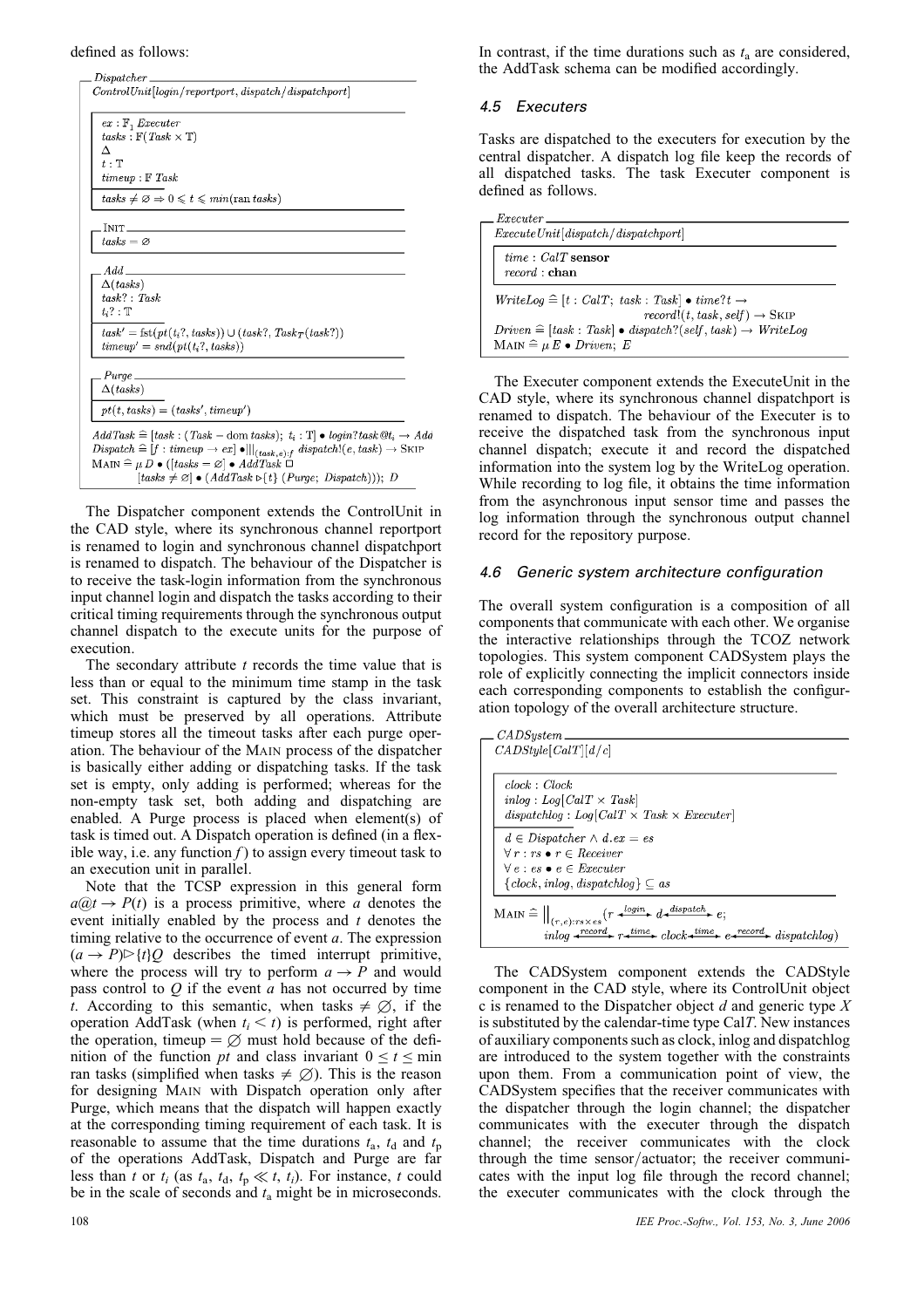defined as follows:

```
Dispatcher
ControlUnit[login/reportport, dispatch/dispatchport]

  ex : F1 Executer
  tasks : F(Task × T)
  Δ
  t : T
  timeup : F Task
  ─────────────
  tasks ≠ ∅ ⇒ 0 ≤ t ≤ min(ran tasks)

  INIT
  tasks = ∅

  Add
  Δ(tasks)
  task? : Task
  t_i? : T
  ─────────────
  task' = fst(pt(t_i?, tasks)) ∪ (task?, Task_T(task?))
  timeup' = snd(pt(t_i?, tasks))

  Purge
  Δ(tasks)
  ─────────────
  pt(t, tasks) = (tasks', timeup')

  AddTask ≙ [task : (Task − dom tasks); t_i : T] • login?task@t_i → Add
  Dispatch ≙ [f : timeup → ex] • |||_(task,e):f dispatch!(e, task) → SKIP
  MAIN ≙ μ D • ([tasks = ∅] • AddTask □
          [tasks ≠ ∅] • (AddTask ▷{t} (Purge; Dispatch))); D
```

The Dispatcher component extends the ControlUnit in the CAD style, where its synchronous channel reportport is renamed to login and synchronous channel dispatchport is renamed to dispatch. The behaviour of the Dispatcher is to receive the task-login information from the synchronous input channel login and dispatch the tasks according to their critical timing requirements through the synchronous output channel dispatch to the execute units for the purpose of execution.

The secondary attribute $t$ records the time value that is less than or equal to the minimum time stamp in the task set. This constraint is captured by the class invariant, which must be preserved by all operations. Attribute timeup stores all the timeout tasks after each purge operation. The behaviour of the MAIN process of the dispatcher is basically either adding or dispatching tasks. If the task set is empty, only adding is performed; whereas for the non-empty task set, both adding and dispatching are enabled. A Purge process is placed when element(s) of task is timed out. A Dispatch operation is defined (in a flexible way, i.e. any function $f$) to assign every timeout task to an execution unit in parallel.

Note that the TCSP expression in this general form $a@t \rightarrow P(t)$ is a process primitive, where $a$ denotes the event initially enabled by the process and $t$ denotes the timing relative to the occurrence of event $a$. The expression $(a \rightarrow P) \triangleright \{t\} Q$ describes the timed interrupt primitive, where the process will try to perform $a \rightarrow P$ and would pass control to $Q$ if the event $a$ has not occurred by time $t$. According to this semantic, when tasks $\neq \varnothing$, if the operation AddTask (when $t_i < t$) is performed, right after the operation, timeup $= \varnothing$ must hold because of the definition of the function $pt$ and class invariant $0 \leq t \leq$ min ran tasks (simplified when tasks $\neq \varnothing$). This is the reason for designing MAIN with Dispatch operation only after Purge, which means that the dispatch will happen exactly at the corresponding timing requirement of each task. It is reasonable to assume that the time durations $t_a$, $t_d$ and $t_p$ of the operations AddTask, Dispatch and Purge are far less than $t$ or $t_i$ (as $t_a$, $t_d$, $t_p \ll t$, $t_i$). For instance, $t$ could be in the scale of seconds and $t_a$ might be in microseconds. In contrast, if the time durations such as $t_a$ are considered, the AddTask schema can be modified accordingly.

### 4.5 Executers

Tasks are dispatched to the executers for execution by the central dispatcher. A dispatch log file keep the records of all dispatched tasks. The task Executer component is defined as follows.

```
Executer
ExecuteUnit[dispatch/dispatchport]

  time : CalT sensor
  record : chan

  WriteLog ≙ [t : CalT; task : Task] • time?t →
                 record!(t, task, self) → SKIP
  Driven ≙ [task : Task] • dispatch?(self, task) → WriteLog
  MAIN ≙ μ E • Driven; E
```

The Executer component extends the ExecuteUnit in the CAD style, where its synchronous channel dispatchport is renamed to dispatch. The behaviour of the Executer is to receive the dispatched task from the synchronous input channel dispatch; execute it and record the dispatched information into the system log by the WriteLog operation. While recording to log file, it obtains the time information from the asynchronous input sensor time and passes the log information through the synchronous output channel record for the repository purpose.

### 4.6 Generic system architecture configuration

The overall system configuration is a composition of all components that communicate with each other. We organise the interactive relationships through the TCOZ network topologies. This system component CADSystem plays the role of explicitly connecting the implicit connectors inside each corresponding components to establish the configuration topology of the overall architecture structure.

```
CADSystem
CADStyle[CalT][d/c]

  clock : Clock
  inlog : Log[CalT × Task]
  dispatchlog : Log[CalT × Task × Executer]
  ─────────────
  d ∈ Dispatcher ∧ d.ex = es
  ∀ r : rs • r ∈ Receiver
  ∀ e : es • e ∈ Executer
  {clock, inlog, dispatchlog} ⊆ as

  MAIN ≙ ||_(r,e):rs×es (r ←login→ d ←dispatch→ e;
          inlog ←record→ r ←time→ clock ←time→ e ←record→ dispatchlog)
```

The CADSystem component extends the CADStyle component in the CAD style, where its ControlUnit object c is renamed to the Dispatcher object $d$ and generic type $X$ is substituted by the calendar-time type Cal$T$. New instances of auxiliary components such as clock, inlog and dispatchlog are introduced to the system together with the constraints upon them. From a communication point of view, the CADSystem specifies that the receiver communicates with the dispatcher through the login channel; the dispatcher communicates with the executer through the dispatch channel; the receiver communicates with the clock through the time sensor/actuator; the receiver communicates with the input log file through the record channel; the executer communicates with the clock through the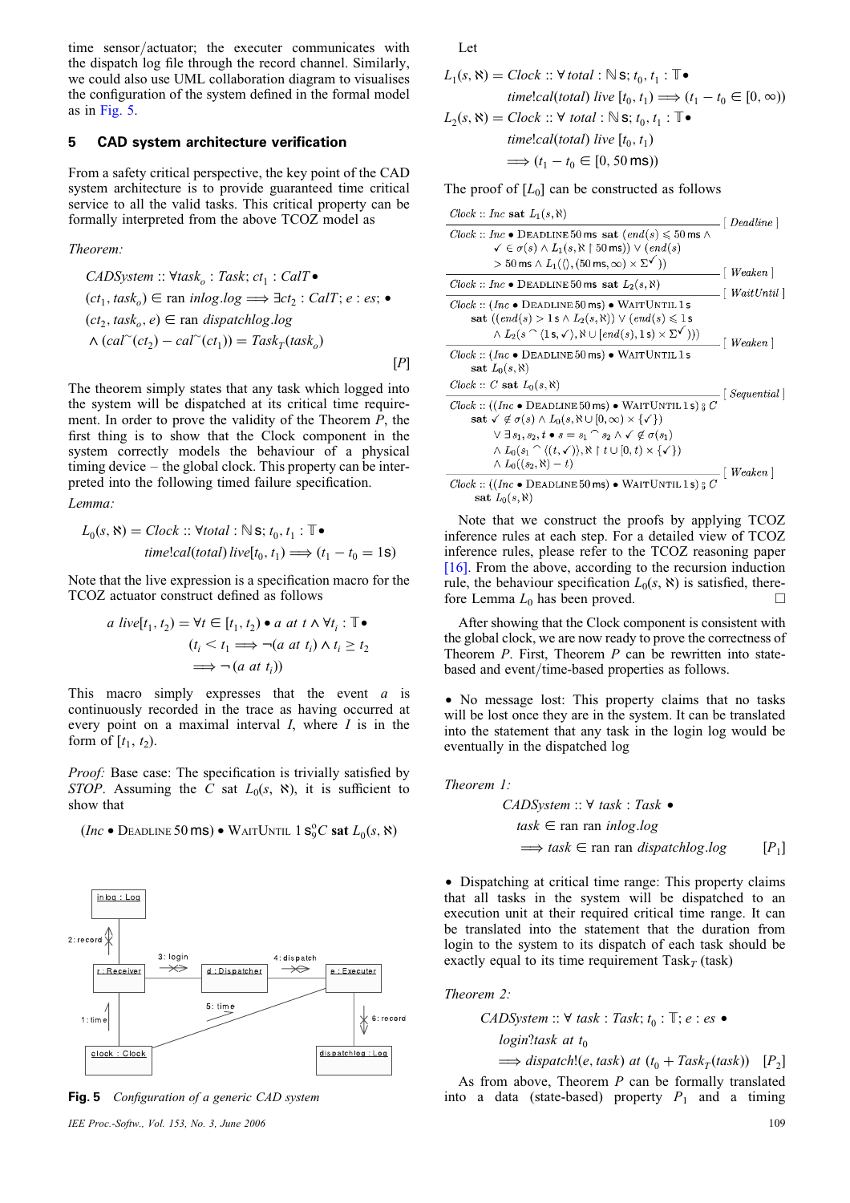time sensor/actuator; the executer communicates with the dispatch log file through the record channel. Similarly, we could also use UML collaboration diagram to visualises the configuration of the system defined in the formal model as in Fig. 5.

## 5 CAD system architecture verification

From a safety critical perspective, the key point of the CAD system architecture is to provide guaranteed time critical service to all the valid tasks. This critical property can be formally interpreted from the above TCOZ model as

*Theorem:*

$$
\begin{aligned}
&CADSystem :: \forall task_o : Task; ct_1 : CalT \bullet \\
&(ct_1, task_o) \in \operatorname{ran} inlog.log \implies \exists ct_2 : CalT; e : es; \bullet \\
&(ct_2, task_o, e) \in \operatorname{ran} dispatchlog.log \\
&\wedge (cal^{\sim}(ct_2) - cal^{\sim}(ct_1)) = Task_T(task_o)
\end{aligned}
\qquad [P]
$$

The theorem simply states that any task which logged into the system will be dispatched at its critical time requirement. In order to prove the validity of the Theorem $P$, the first thing is to show that the Clock component in the system correctly models the behaviour of a physical timing device – the global clock. This property can be interpreted into the following timed failure specification.

*Lemma:*

$$
\begin{aligned}
L_0(s, \aleph) = Clock :: &\forall total : \mathbb{N}\mathrm{s}; t_0, t_1 : \mathbb{T} \bullet \\
&time!cal(total)\ live[t_0, t_1) \implies (t_1 - t_0 = 1\mathrm{s})
\end{aligned}
$$

Note that the live expression is a specification macro for the TCOZ actuator construct defined as follows

$$
\begin{aligned}
a\ live[t_1, t_2) = \forall t \in [t_1, t_2) \bullet a\ at\ t \wedge \forall t_i : \mathbb{T} \bullet \\
(t_i < t_1 \implies \neg(a\ at\ t_i) \wedge t_i \geq t_2 \\
\implies \neg(a\ at\ t_i))
\end{aligned}
$$

This macro simply expresses that the event $a$ is continuously recorded in the trace as having occurred at every point on a maximal interval $I$, where $I$ is in the form of $[t_1, t_2)$.

*Proof:* Base case: The specification is trivially satisfied by $STOP$. Assuming the $C$ sat $L_0(s, \aleph)$, it is sufficient to show that

$$
(Inc \bullet \text{DEADLINE } 50\,\mathrm{ms}) \bullet \text{WAITUNTIL } 1\,\mathrm{s} ; C \textbf{ sat } L_0(s, \aleph)
$$

Fig. 5 *Configuration of a generic CAD system*

Let

$$
\begin{aligned}
L_1(s, \aleph) = Clock :: &\forall total : \mathbb{N}\mathrm{s}; t_0, t_1 : \mathbb{T} \bullet \\
&time!cal(total)\ live\ [t_0, t_1) \implies (t_1 - t_0 \in [0, \infty)) \\
L_2(s, \aleph) = Clock :: &\forall total : \mathbb{N}\mathrm{s}; t_0, t_1 : \mathbb{T} \bullet \\
&time!cal(total)\ live\ [t_0, t_1) \\
&\implies (t_1 - t_0 \in [0, 50\,\mathrm{ms}))
\end{aligned}
$$

The proof of $[L_0]$ can be constructed as follows

$$
\begin{array}{l}
Clock :: Inc \textbf{ sat } L_1(s, \aleph) \\
\hline
Clock :: Inc \bullet \text{DEADLINE } 50\,\mathrm{ms} \textbf{ sat } (end(s) \leqslant 50\,\mathrm{ms} \wedge \\
\quad \checkmark \in \sigma(s) \wedge L_1(s, \aleph \upharpoonright 50\,\mathrm{ms})) \vee (end(s) \\
\quad > 50\,\mathrm{ms} \wedge L_1(\langle\rangle, (50\,\mathrm{ms}, \infty) \times \Sigma^{\checkmark})) \\
\hline
Clock :: Inc \bullet \text{DEADLINE } 50\,\mathrm{ms} \textbf{ sat } L_2(s, \aleph) \\
\hline
Clock :: (Inc \bullet \text{DEADLINE } 50\,\mathrm{ms}) \bullet \text{WAITUNTIL } 1\,\mathrm{s} \\
\quad \textbf{sat } ((end(s) > 1\,\mathrm{s} \wedge L_2(s, \aleph)) \vee (end(s) \leqslant 1\,\mathrm{s} \\
\quad \wedge L_2(s \frown \langle 1\,\mathrm{s}, \checkmark \rangle, \aleph \cup [end(s), 1\,\mathrm{s}) \times \Sigma^{\checkmark}))) \\
\hline
Clock :: (Inc \bullet \text{DEADLINE } 50\,\mathrm{ms}) \bullet \text{WAITUNTIL } 1\,\mathrm{s} \\
\quad \textbf{sat } L_0(s, \aleph) \\
Clock :: C \textbf{ sat } L_0(s, \aleph) \\
\hline
Clock :: ((Inc \bullet \text{DEADLINE } 50\,\mathrm{ms}) \bullet \text{WAITUNTIL } 1\,\mathrm{s}) ; C \\
\quad \textbf{sat } \checkmark \notin \sigma(s) \wedge L_0(s, \aleph \cup [0, \infty) \times \{\checkmark\}) \\
\quad \vee \exists s_1, s_2, t \bullet s = s_1 \frown s_2 \wedge \checkmark \notin \sigma(s_1) \\
\quad \wedge L_0(s_1 \frown \langle (t, \checkmark) \rangle, \aleph \upharpoonright t \cup [0, t) \times \{\checkmark\}) \\
\quad \wedge L_0((s_2, \aleph) - t) \\
\hline
Clock :: ((Inc \bullet \text{DEADLINE } 50\,\mathrm{ms}) \bullet \text{WAITUNTIL } 1\,\mathrm{s}) ; C \\
\quad \textbf{sat } L_0(s, \aleph)
\end{array}
$$

Rules applied at each step (in order): [*Deadline*], [*Weaken*], [*WaitUntil*], [*Weaken*], [*Sequential*], [*Weaken*].

Note that we construct the proofs by applying TCOZ inference rules at each step. For a detailed view of TCOZ inference rules, please refer to the TCOZ reasoning paper [16]. From the above, according to the recursion induction rule, the behaviour specification $L_0(s, \aleph)$ is satisfied, therefore Lemma $L_0$ has been proved. □

After showing that the Clock component is consistent with the global clock, we are now ready to prove the correctness of Theorem $P$. First, Theorem $P$ can be rewritten into state-based and event/time-based properties as follows.

- No message lost: This property claims that no tasks will be lost once they are in the system. It can be translated into the statement that any task in the login log would be eventually in the dispatched log

*Theorem 1:*

$$
\begin{aligned}
&CADSystem :: \forall task : Task \bullet \\
&\quad task \in \operatorname{ran} \operatorname{ran} inlog.log \\
&\quad\quad \implies task \in \operatorname{ran} \operatorname{ran} dispatchlog.log
\end{aligned}
\qquad [P_1]
$$

- Dispatching at critical time range: This property claims that all tasks in the system will be dispatched to an execution unit at their required critical time range. It can be translated into the statement that the duration from login to the system to its dispatch of each task should be exactly equal to its time requirement $Task_T$ (task)

*Theorem 2:*

$$
\begin{aligned}
&CADSystem :: \forall task : Task; t_0 : \mathbb{T}; e : es \bullet \\
&\quad login?task\ at\ t_0 \\
&\quad\quad \implies dispatch!(e, task)\ at\ (t_0 + Task_T(task))
\end{aligned}
\qquad [P_2]
$$

As from above, Theorem $P$ can be formally translated into a data (state-based) property $P_1$ and a timing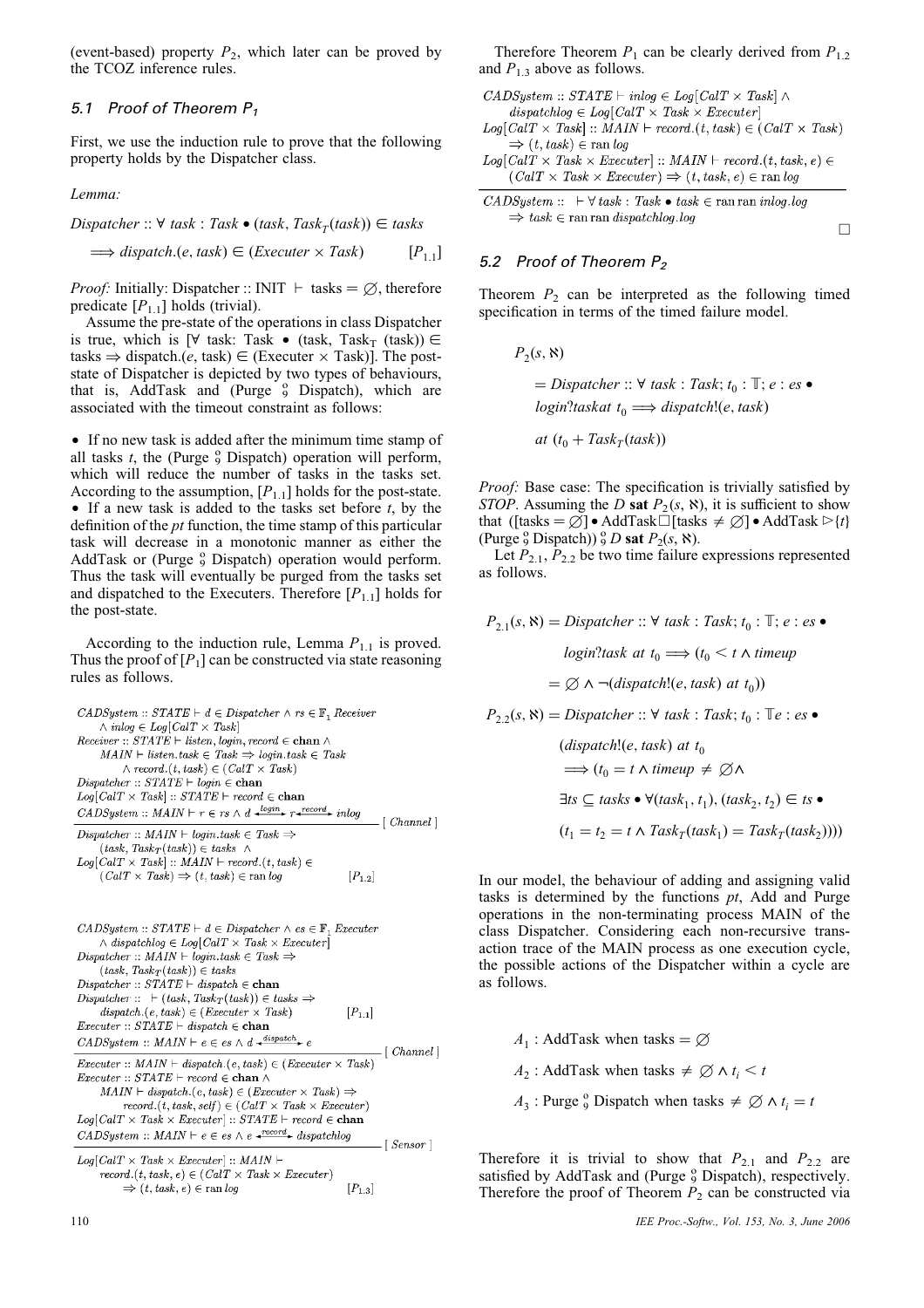(event-based) property $P_2$, which later can be proved by the TCOZ inference rules.

### 5.1 Proof of Theorem $P_1$

First, we use the induction rule to prove that the following property holds by the Dispatcher class.

*Lemma:*

$$Dispatcher :: \forall\ task : Task \bullet (task, Task_T(task)) \in tasks$$
$$\Longrightarrow dispatch.(e, task) \in (Executer \times Task) \qquad [P_{1.1}]$$

*Proof:* Initially: Dispatcher :: INIT $\vdash$ tasks $= \varnothing$, therefore predicate $[P_{1.1}]$ holds (trivial).

Assume the pre-state of the operations in class Dispatcher is true, which is [$\forall$ task: Task $\bullet$ (task, $Task_T$ (task)) $\in$ tasks $\Rightarrow$ dispatch.(e, task) $\in$ (Executer $\times$ Task)]. The post-state of Dispatcher is depicted by two types of behaviours, that is, AddTask and (Purge $\fatsemi$ Dispatch), which are associated with the timeout constraint as follows:

- If no new task is added after the minimum time stamp of all tasks $t$, the (Purge $\fatsemi$ Dispatch) operation will perform, which will reduce the number of tasks in the tasks set. According to the assumption, $[P_{1.1}]$ holds for the post-state.
- If a new task is added to the tasks set before $t$, by the definition of the *pt* function, the time stamp of this particular task will decrease in a monotonic manner as either the AddTask or (Purge $\fatsemi$ Dispatch) operation would perform. Thus the task will eventually be purged from the tasks set and dispatched to the Executers. Therefore $[P_{1.1}]$ holds for the post-state.

According to the induction rule, Lemma $P_{1.1}$ is proved. Thus the proof of $[P_1]$ can be constructed via state reasoning rules as follows.

$$\dfrac{\begin{array}{l} CADSystem :: STATE \vdash d \in Dispatcher \wedge rs \in \mathbb{F}_1\ Receiver \\ \quad \wedge\ inlog \in Log[CalT \times Task] \\ Receiver :: STATE \vdash listen, login, record \in \mathbf{chan}\ \wedge \\ \quad MAIN \vdash listen.task \in Task \Rightarrow login.task \in Task \\ \quad \wedge\ record.(t, task) \in (CalT \times Task) \\ Dispatcher :: STATE \vdash login \in \mathbf{chan} \\ Log[CalT \times Task] :: STATE \vdash record \in \mathbf{chan} \\ CADSystem :: MAIN \vdash r \in rs \wedge d \xleftarrow{login} r \xleftarrow{record} inlog \end{array}}{\begin{array}{l} Dispatcher :: MAIN \vdash login.task \in Task \Rightarrow \\ \quad (task, Task_T(task)) \in tasks\ \wedge \\ Log[CalT \times Task] :: MAIN \vdash record.(t, task) \in \\ \quad (CalT \times Task) \Rightarrow (t, task) \in \operatorname{ran} log \qquad [P_{1.2}] \end{array}}\ [\,Channel\,]$$

$$\dfrac{\begin{array}{l} CADSystem :: STATE \vdash d \in Dispatcher \wedge es \in \mathbb{F}_1\ Executer \\ \quad \wedge\ dispatchlog \in Log[CalT \times Task \times Executer] \\ Dispatcher :: MAIN \vdash login.task \in Task \Rightarrow \\ \quad (task, Task_T(task)) \in tasks \\ Dispatcher :: STATE \vdash dispatch \in \mathbf{chan} \\ Dispatcher :: \ \vdash (task, Task_T(task)) \in tasks \Rightarrow \\ \quad dispatch.(e, task) \in (Executer \times Task) \qquad [P_{1.1}] \\ Executer :: STATE \vdash dispatch \in \mathbf{chan} \\ CADSystem :: MAIN \vdash e \in es \wedge d \xleftarrow{dispatch} e \end{array}}{\dfrac{\begin{array}{l} Executer :: MAIN \vdash dispatch.(e, task) \in (Executer \times Task) \\ Executer :: STATE \vdash record \in \mathbf{chan}\ \wedge \\ \quad MAIN \vdash dispatch.(e, task) \in (Executer \times Task) \Rightarrow \\ \quad record.(t, task, self) \in (CalT \times Task \times Executer) \\ Log[CalT \times Task \times Executer] :: STATE \vdash record \in \mathbf{chan} \\ CADSystem :: MAIN \vdash e \in es \wedge e \xleftarrow{record} dispatchlog \end{array}}{\begin{array}{l} Log[CalT \times Task \times Executer] :: MAIN \vdash \\ \quad record.(t, task, e) \in (CalT \times Task \times Executer) \\ \quad \Rightarrow (t, task, e) \in \operatorname{ran} log \qquad [P_{1.3}] \end{array}}\ [\,Sensor\,]}\ [\,Channel\,]$$

Therefore Theorem $P_1$ can be clearly derived from $P_{1.2}$ and $P_{1.3}$ above as follows.

$$\dfrac{\begin{array}{l} CADSystem :: STATE \vdash inlog \in Log[CalT \times Task]\ \wedge \\ \quad dispatchlog \in Log[CalT \times Task \times Executer] \\ Log[CalT \times Task] :: MAIN \vdash record.(t, task) \in (CalT \times Task) \\ \quad \Rightarrow (t, task) \in \operatorname{ran} log \\ Log[CalT \times Task \times Executer] :: MAIN \vdash record.(t, task, e) \in \\ \quad (CalT \times Task \times Executer) \Rightarrow (t, task, e) \in \operatorname{ran} log \end{array}}{\begin{array}{l} CADSystem :: \ \vdash \forall\ task : Task \bullet task \in \operatorname{ran} \operatorname{ran} inlog.log \\ \quad \Rightarrow task \in \operatorname{ran} \operatorname{ran} dispatchlog.log \end{array}}$$

$\square$

### 5.2 Proof of Theorem $P_2$

Theorem $P_2$ can be interpreted as the following timed specification in terms of the timed failure model.

$$\begin{aligned} &P_2(s, \aleph) \\ &= Dispatcher :: \forall\ task : Task;\ t_0 : \mathbb{T};\ e : es \bullet \\ &\quad login?task\ at\ t_0 \Longrightarrow dispatch!(e, task) \\ &\quad at\ (t_0 + Task_T(task)) \end{aligned}$$

*Proof:* Base case: The specification is trivially satisfied by *STOP*. Assuming the $D$ **sat** $P_2(s, \aleph)$, it is sufficient to show that ([tasks $= \varnothing$] $\bullet$ AddTask$\Box$[tasks $\neq \varnothing$] $\bullet$ AddTask $\rhd\{t\}$ (Purge $\fatsemi$ Dispatch)) $\fatsemi$ $D$ **sat** $P_2(s, \aleph)$.

Let $P_{2.1}$, $P_{2.2}$ be two time failure expressions represented as follows.

$$\begin{aligned} P_{2.1}(s, \aleph) &= Dispatcher :: \forall\ task : Task;\ t_0 : \mathbb{T};\ e : es \bullet \\ &\qquad login?task\ at\ t_0 \Longrightarrow (t_0 < t \wedge timeup \\ &\qquad = \varnothing \wedge \neg(dispatch!(e, task)\ at\ t_0)) \\ P_{2.2}(s, \aleph) &= Dispatcher :: \forall\ task : Task;\ t_0 : \mathbb{T} e : es \bullet \\ &\qquad (dispatch!(e, task)\ at\ t_0 \\ &\qquad \Longrightarrow (t_0 = t \wedge timeup \neq \varnothing \wedge \\ &\qquad \exists ts \subseteq tasks \bullet \forall (task_1, t_1), (task_2, t_2) \in ts \bullet \\ &\qquad (t_1 = t_2 = t \wedge Task_T(task_1) = Task_T(task_2)))) \end{aligned}$$

In our model, the behaviour of adding and assigning valid tasks is determined by the functions *pt*, Add and Purge operations in the non-terminating process MAIN of the class Dispatcher. Considering each non-recursive transaction trace of the MAIN process as one execution cycle, the possible actions of the Dispatcher within a cycle are as follows.

$$\begin{aligned} &A_1 : \text{AddTask when tasks} = \varnothing \\ &A_2 : \text{AddTask when tasks} \neq \varnothing \wedge t_i < t \\ &A_3 : \text{Purge} \fatsemi \text{Dispatch when tasks} \neq \varnothing \wedge t_i = t \end{aligned}$$

Therefore it is trivial to show that $P_{2.1}$ and $P_{2.2}$ are satisfied by AddTask and (Purge $\fatsemi$ Dispatch), respectively. Therefore the proof of Theorem $P_2$ can be constructed via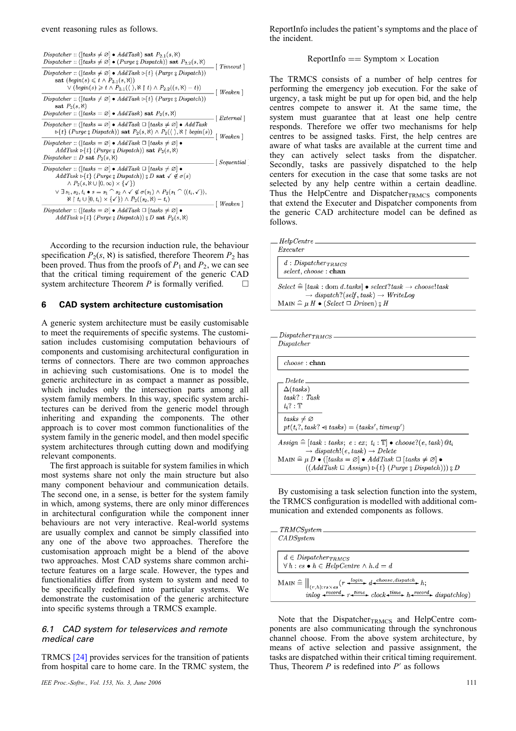event reasoning rules as follows.

$$\frac{\begin{array}{l}Dispatcher :: ([tasks \neq \varnothing] \bullet AddTask) \textbf{ sat } P_{2.1}(s, \aleph)\\ Dispatcher :: ([tasks \neq \varnothing] \bullet (Purge \fatsemi Dispatch)) \textbf{ sat } P_{2.2}(s, \aleph)\end{array}}{\begin{array}{l}Dispatcher :: ([tasks \neq \varnothing] \bullet AddTask \rhd\{t\} (Purge \fatsemi Dispatch))\\ \quad \textbf{sat } (begin(s) \leqslant t \wedge P_{2.1}(s, \aleph))\\ \qquad \vee (begin(s) \geqslant t \wedge P_{2.1}(\langle\rangle, \aleph \restriction t) \wedge P_{2.2}((s, \aleph) - t))\end{array}} [\,Timeout\,]$$

$$\frac{}{\begin{array}{l}Dispatcher :: ([tasks \neq \varnothing] \bullet AddTask \rhd\{t\} (Purge \fatsemi Dispatch))\\ \quad \textbf{sat } P_2(s, \aleph)\end{array}} [\,Weaken\,]$$

$$\frac{Dispatcher :: ([tasks = \varnothing] \bullet AddTask) \textbf{ sat } P_2(s, \aleph)}{\begin{array}{l}Dispatcher :: ([tasks = \varnothing] \bullet AddTask \,\Box\, [tasks \neq \varnothing] \bullet AddTask\\ \quad \rhd\{t\} (Purge \fatsemi Dispatch)) \textbf{ sat } P_2(s, \aleph) \wedge P_2(\langle\rangle, \aleph \restriction begin(s))\end{array}} [\,External\,]$$

$$\frac{}{\begin{array}{l}Dispatcher :: ([tasks = \varnothing] \bullet AddTask \,\Box\, [tasks \neq \varnothing] \bullet\\ \quad AddTask \rhd\{t\} (Purge \fatsemi Dispatch)) \textbf{ sat } P_2(s, \aleph)\\ Dispatcher :: D \textbf{ sat } P_2(s, \aleph)\end{array}} [\,Weaken\,]$$

$$\frac{}{\begin{array}{l}Dispatcher :: ([tasks = \varnothing] \bullet AddTask \,\Box\, [tasks \neq \varnothing] \bullet\\ \quad AddTask \rhd\{t\} (Purge \fatsemi Dispatch)) \fatsemi D \textbf{ sat } \checkmark \notin \sigma(s)\\ \quad \wedge P_2(s, \aleph \cup [0, \infty) \times \{\checkmark\})\\ \quad \vee \exists s_1, s_2, t_i \bullet s = s_1 {}^\frown s_2 \wedge \checkmark \notin \sigma(s_1) \wedge P_2(s_1 {}^\frown \langle (t_i, \checkmark)\rangle,\\ \qquad \aleph \restriction t_i \cup [0, t_i) \times \{\checkmark\}) \wedge P_2((s_2, \aleph) - t_i)\end{array}} [\,Sequential\,]$$

$$\frac{}{\begin{array}{l}Dispatcher :: ([tasks = \varnothing] \bullet AddTask \,\Box\, [tasks \neq \varnothing] \bullet\\ \quad AddTask \rhd\{t\} (Purge \fatsemi Dispatch)) \fatsemi D \textbf{ sat } P_2(s, \aleph)\end{array}} [\,Weaken\,]$$

According to the recursion induction rule, the behaviour specification $P_2(s, \aleph)$ is satisfied, therefore Theorem $P_2$ has been proved. Thus from the proofs of $P_1$ and $P_2$, we can see that the critical timing requirement of the generic CAD system architecture Theorem $P$ is formally verified. □

## 6 CAD system architecture customisation

A generic system architecture must be easily customisable to meet the requirements of specific systems. The customisation includes customising computation behaviours of components and customising architectural configuration in terms of connectors. There are two common approaches in achieving such customisations. One is to model the generic architecture in as compact a manner as possible, which includes only the intersection parts among all system family members. In this way, specific system architectures can be derived from the generic model through inheriting and expanding the components. The other approach is to cover most common functionalities of the system family in the generic model, and then model specific system architectures through cutting down and modifying relevant components.

The first approach is suitable for system families in which most systems share not only the main structure but also many component behaviour and communication details. The second one, in a sense, is better for the system family in which, among systems, there are only minor differences in architectural configuration while the component inner behaviours are not very interactive. Real-world systems are usually complex and cannot be simply classified into any one of the above two approaches. Therefore the customisation approach might be a blend of the above two approaches. Most CAD systems share common architecture features on a large scale. However, the types and functionalities differ from system to system and need to be specifically redefined into particular systems. We demonstrate the customisation of the generic architecture into specific systems through a TRMCS example.

### 6.1 CAD system for teleservices and remote medical care

TRMCS [24] provides services for the transition of patients from hospital care to home care. In the TRMC system, the ReportInfo includes the patient's symptoms and the place of the incident.

$$\text{ReportInfo} == \text{Symptom} \times \text{Location}$$

The TRMCS consists of a number of help centres for performing the emergency job execution. For the sake of urgency, a task might be put up for open bid, and the help centres compete to answer it. At the same time, the system must guarantee that at least one help centre responds. Therefore we offer two mechanisms for help centres to be assigned tasks. First, the help centres are aware of what tasks are available at the current time and they can actively select tasks from the dispatcher. Secondly, tasks are passively dispatched to the help centers for execution in the case that some tasks are not selected by any help centre within a certain deadline. Thus the HelpCentre and $\text{Dispatcher}_{\text{TRMCS}}$ components that extend the Executer and Dispatcher components from the generic CAD architecture model can be defined as follows.

```
HelpCentre
Executer
  d : Dispatcher_TRMCS
  select, choose : chan
  Select ≙ [task : dom d.tasks] • select?task → choose!task
           → dispatch?(self, task) → WriteLog
  MAIN ≙ μ H • (Select □ Driven) ⨟ H
```

```
Dispatcher_TRMCS
Dispatcher
  choose : chan
  Delete
    Δ(tasks)
    task? : Task
    t_i? : 𝕋
    ---
    tasks ≠ ∅
    pt(t_i?, task? ◁ tasks) = (tasks', timeup')
  Assign ≙ [task : tasks; e : ex; t_i : 𝕋] • choose?(e, task)@t_i
           → dispatch!(e, task) → Delete
  MAIN ≙ μ D • ([tasks = ∅] • AddTask □ [tasks ≠ ∅] •
          ((AddTask □ Assign) ▷{t} (Purge ⨟ Dispatch))) ⨟ D
```

By customising a task selection function into the system, the TRMCS configuration is modelled with additional communication and extended components as follows.

```
TRMCSystem
CADSystem
  d ∈ Dispatcher_TRMCS
  ∀ h : es • h ∈ HelpCentre ∧ h.d = d
  MAIN ≙ ||_{(r,h):rs×es} (r ←login→ d ←choose,dispatch→ h;
          inlog ←record→ r ←time→ clock ←time→ h ←record→ dispatchlog)
```

Note that the $\text{Dispatcher}_{\text{TRMCS}}$ and HelpCentre components are also communicating through the synchronous channel choose. From the above system architecture, by means of active selection and passive assignment, the tasks are dispatched within their critical timing requirement. Thus, Theorem $P$ is redefined into $P'$ as follows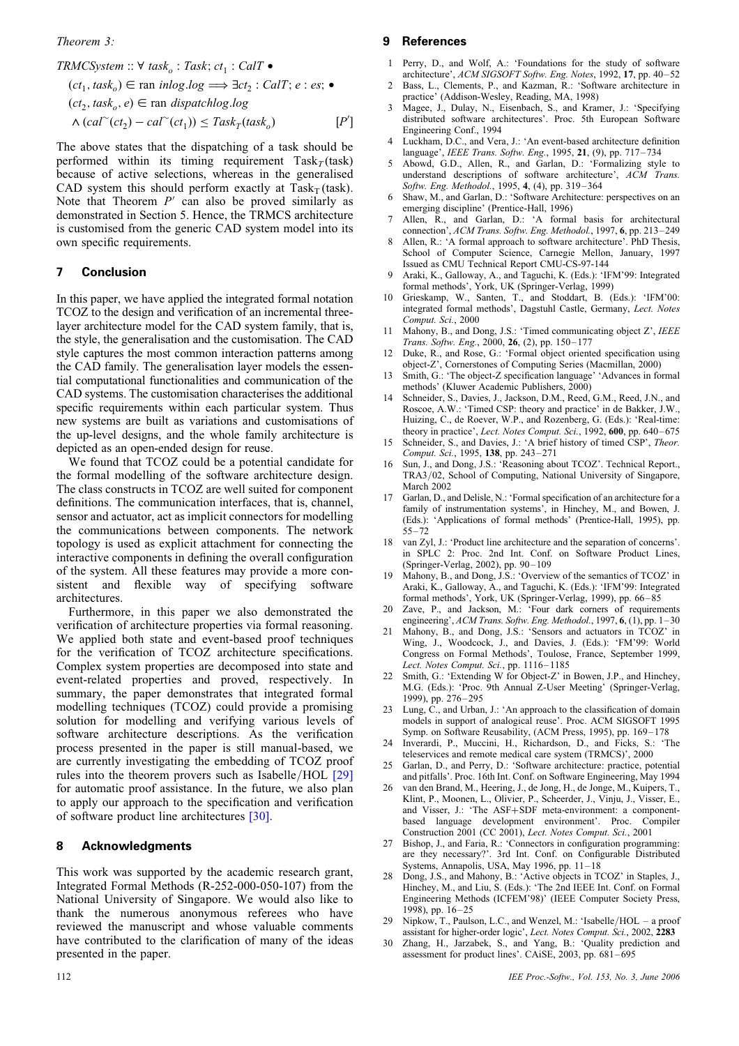*Theorem 3:*

$$
\begin{aligned}
&TRMCSystem :: \forall\ task_o : Task;\ ct_1 : CalT \bullet \\
&\quad (ct_1, task_o) \in \text{ran}\ inlog.log \Longrightarrow \exists ct_2 : CalT;\ e : es; \bullet \\
&\quad (ct_2, task_o, e) \in \text{ran}\ dispatchlog.log \\
&\quad \wedge (cal^{\sim}(ct_2) - cal^{\sim}(ct_1)) \leq Task_T(task_o) \qquad [P']
\end{aligned}
$$

The above states that the dispatching of a task should be performed within its timing requirement $Task_T$(task) because of active selections, whereas in the generalised CAD system this should perform exactly at $Task_T$(task). Note that Theorem $P'$ can also be proved similarly as demonstrated in Section 5. Hence, the TRMCS architecture is customised from the generic CAD system model into its own specific requirements.

## 7 Conclusion

In this paper, we have applied the integrated formal notation TCOZ to the design and verification of an incremental three-layer architecture model for the CAD system family, that is, the style, the generalisation and the customisation. The CAD style captures the most common interaction patterns among the CAD family. The generalisation layer models the essential computational functionalities and communication of the CAD systems. The customisation characterises the additional specific requirements within each particular system. Thus new systems are built as variations and customisations of the up-level designs, and the whole family architecture is depicted as an open-ended design for reuse.

We found that TCOZ could be a potential candidate for the formal modelling of the software architecture design. The class constructs in TCOZ are well suited for component definitions. The communication interfaces, that is, channel, sensor and actuator, act as implicit connectors for modelling the communications between components. The network topology is used as explicit attachment for connecting the interactive components in defining the overall configuration of the system. All these features may provide a more consistent and flexible way of specifying software architectures.

Furthermore, in this paper we also demonstrated the verification of architecture properties via formal reasoning. We applied both state and event-based proof techniques for the verification of TCOZ architecture specifications. Complex system properties are decomposed into state and event-related properties and proved, respectively. In summary, the paper demonstrates that integrated formal modelling techniques (TCOZ) could provide a promising solution for modelling and verifying various levels of software architecture descriptions. As the verification process presented in the paper is still manual-based, we are currently investigating the embedding of TCOZ proof rules into the theorem provers such as Isabelle/HOL [29] for automatic proof assistance. In the future, we also plan to apply our approach to the specification and verification of software product line architectures [30].

## 8 Acknowledgments

This work was supported by the academic research grant, Integrated Formal Methods (R-252-000-050-107) from the National University of Singapore. We would also like to thank the numerous anonymous referees who have reviewed the manuscript and whose valuable comments have contributed to the clarification of many of the ideas presented in the paper.

## 9 References

1. Perry, D., and Wolf, A.: 'Foundations for the study of software architecture', *ACM SIGSOFT Softw. Eng. Notes*, 1992, **17**, pp. 40–52
2. Bass, L., Clements, P., and Kazman, R.: 'Software architecture in practice' (Addison-Wesley, Reading, MA, 1998)
3. Magee, J., Dulay, N., Eisenbach, S., and Kramer, J.: 'Specifying distributed software architectures'. Proc. 5th European Software Engineering Conf., 1994
4. Luckham, D.C., and Vera, J.: 'An event-based architecture definition language', *IEEE Trans. Softw. Eng.*, 1995, **21**, (9), pp. 717–734
5. Abowd, G.D., Allen, R., and Garlan, D.: 'Formalizing style to understand descriptions of software architecture', *ACM Trans. Softw. Eng. Methodol.*, 1995, **4**, (4), pp. 319–364
6. Shaw, M., and Garlan, D.: 'Software Architecture: perspectives on an emerging discipline' (Prentice-Hall, 1996)
7. Allen, R., and Garlan, D.: 'A formal basis for architectural connection', *ACM Trans. Softw. Eng. Methodol.*, 1997, **6**, pp. 213–249
8. Allen, R.: 'A formal approach to software architecture'. PhD Thesis, School of Computer Science, Carnegie Mellon, January, 1997 Issued as CMU Technical Report CMU-CS-97-144
9. Araki, K., Galloway, A., and Taguchi, K. (Eds.): 'IFM'99: Integrated formal methods', York, UK (Springer-Verlag, 1999)
10. Grieskamp, W., Santen, T., and Stoddart, B. (Eds.): 'IFM'00: integrated formal methods', Dagstuhl Castle, Germany, *Lect. Notes Comput. Sci.*, 2000
11. Mahony, B., and Dong, J.S.: 'Timed communicating object Z', *IEEE Trans. Softw. Eng.*, 2000, **26**, (2), pp. 150–177
12. Duke, R., and Rose, G.: 'Formal object oriented specification using object-Z', Cornerstones of Computing Series (Macmillan, 2000)
13. Smith, G.: 'The object-Z specification language' 'Advances in formal methods' (Kluwer Academic Publishers, 2000)
14. Schneider, S., Davies, J., Jackson, D.M., Reed, G.M., Reed, J.N., and Roscoe, A.W.: 'Timed CSP: theory and practice' in de Bakker, J.W., Huizing, C., de Roever, W.P., and Rozenberg, G. (Eds.): 'Real-time: theory in practice', *Lect. Notes Comput. Sci.*, 1992, **600**, pp. 640–675
15. Schneider, S., and Davies, J.: 'A brief history of timed CSP', *Theor. Comput. Sci.*, 1995, **138**, pp. 243–271
16. Sun, J., and Dong, J.S.: 'Reasoning about TCOZ'. Technical Report., TRA3/02, School of Computing, National University of Singapore, March 2002
17. Garlan, D., and Delisle, N.: 'Formal specification of an architecture for a family of instrumentation systems', in Hinchey, M., and Bowen, J. (Eds.): 'Applications of formal methods' (Prentice-Hall, 1995), pp. 55–72
18. van Zyl, J.: 'Product line architecture and the separation of concerns'. in SPLC 2: Proc. 2nd Int. Conf. on Software Product Lines, (Springer-Verlag, 2002), pp. 90–109
19. Mahony, B., and Dong, J.S.: 'Overview of the semantics of TCOZ' in Araki, K., Galloway, A., and Taguchi, K. (Eds.): 'IFM'99: Integrated formal methods', York, UK (Springer-Verlag, 1999), pp. 66–85
20. Zave, P., and Jackson, M.: 'Four dark corners of requirements engineering', *ACM Trans. Softw. Eng. Methodol.*, 1997, **6**, (1), pp. 1–30
21. Mahony, B., and Dong, J.S.: 'Sensors and actuators in TCOZ' in Wing, J., Woodcock, J., and Davies, J. (Eds.): 'FM'99: World Congress on Formal Methods', Toulose, France, September 1999, *Lect. Notes Comput. Sci.*, pp. 1116–1185
22. Smith, G.: 'Extending W for Object-Z' in Bowen, J.P., and Hinchey, M.G. (Eds.): 'Proc. 9th Annual Z-User Meeting' (Springer-Verlag, 1999), pp. 276–295
23. Lung, C., and Urban, J.: 'An approach to the classification of domain models in support of analogical reuse'. Proc. ACM SIGSOFT 1995 Symp. on Software Reusability, (ACM Press, 1995), pp. 169–178
24. Inverardi, P., Muccini, H., Richardson, D., and Ficks, S.: 'The teleservices and remote medical care system (TRMCS)', 2000
25. Garlan, D., and Perry, D.: 'Software architecture: practice, potential and pitfalls'. Proc. 16th Int. Conf. on Software Engineering, May 1994
26. van den Brand, M., Heering, J., de Jong, H., de Jonge, M., Kuipers, T., Klint, P., Moonen, L., Olivier, P., Scheerder, J., Vinju, J., Visser, E., and Visser, J.: 'The ASF+SDF meta-environment: a component-based language development environment'. Proc. Compiler Construction 2001 (CC 2001), *Lect. Notes Comput. Sci.*, 2001
27. Bishop, J., and Faria, R.: 'Connectors in configuration programming: are they necessary?'. 3rd Int. Conf. on Configurable Distributed Systems, Annapolis, USA, May 1996, pp. 11–18
28. Dong, J.S., and Mahony, B.: 'Active objects in TCOZ' in Staples, J., Hinchey, M., and Liu, S. (Eds.): 'The 2nd IEEE Int. Conf. on Formal Engineering Methods (ICFEM'98)' (IEEE Computer Society Press, 1998), pp. 16–25
29. Nipkow, T., Paulson, L.C., and Wenzel, M.: 'Isabelle/HOL – a proof assistant for higher-order logic', *Lect. Notes Comput. Sci.*, 2002, **2283**
30. Zhang, H., Jarzabek, S., and Yang, B.: 'Quality prediction and assessment for product lines'. CAiSE, 2003, pp. 681–695